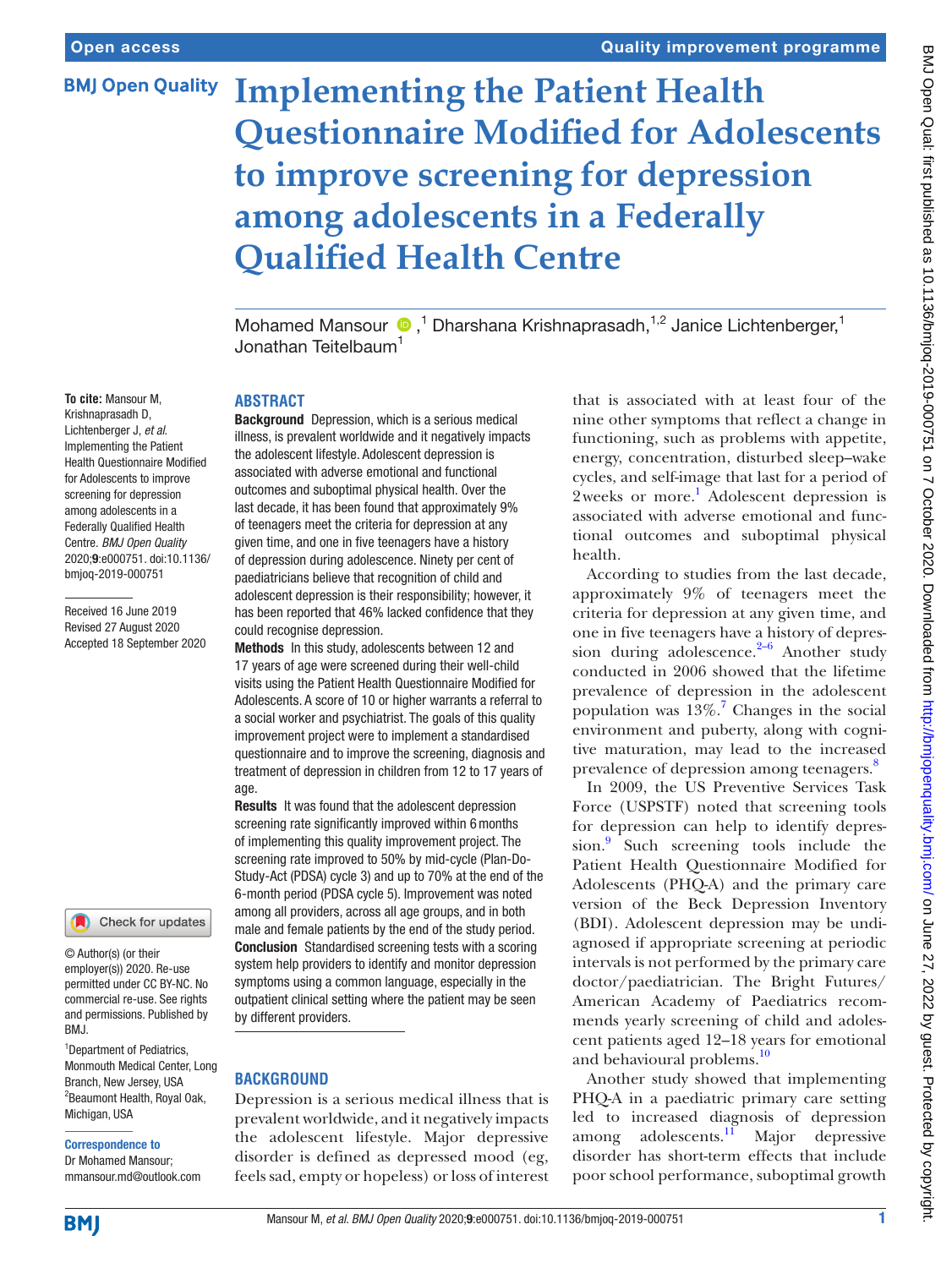# Implementing the Patient Health Questionnaire Modified for Adolescents to improve screening for depression among adolescents in a Federally Qualified Health Centre

Mohamed Mansour,[1] Dharshana Krishnaprasadh,[1,2] Janice Lichtenberger,[1] Jonathan Teitelbaum[1]

**To cite:** Mansour M, Krishnaprasadh D, Lichtenberger J, *et al*. Implementing the Patient Health Questionnaire Modified for Adolescents to improve screening for depression among adolescents in a Federally Qualified Health Centre. *BMJ Open Quality* 2020;**9**:e000751. doi:10.1136/bmjoq-2019-000751

Received 16 June 2019
Revised 27 August 2020
Accepted 18 September 2020

© Author(s) (or their employer(s)) 2020. Re-use permitted under CC BY-NC. No commercial re-use. See rights and permissions. Published by BMJ.

[1]Department of Pediatrics, Monmouth Medical Center, Long Branch, New Jersey, USA
[2]Beaumont Health, Royal Oak, Michigan, USA

**Correspondence to**
Dr Mohamed Mansour;
mmansour.md@outlook.com

## ABSTRACT

**Background** Depression, which is a serious medical illness, is prevalent worldwide and it negatively impacts the adolescent lifestyle. Adolescent depression is associated with adverse emotional and functional outcomes and suboptimal physical health. Over the last decade, it has been found that approximately 9% of teenagers meet the criteria for depression at any given time, and one in five teenagers have a history of depression during adolescence. Ninety per cent of paediatricians believe that recognition of child and adolescent depression is their responsibility; however, it has been reported that 46% lacked confidence that they could recognise depression.

**Methods** In this study, adolescents between 12 and 17 years of age were screened during their well-child visits using the Patient Health Questionnaire Modified for Adolescents. A score of 10 or higher warrants a referral to a social worker and psychiatrist. The goals of this quality improvement project were to implement a standardised questionnaire and to improve the screening, diagnosis and treatment of depression in children from 12 to 17 years of age.

**Results** It was found that the adolescent depression screening rate significantly improved within 6 months of implementing this quality improvement project. The screening rate improved to 50% by mid-cycle (Plan-Do-Study-Act (PDSA) cycle 3) and up to 70% at the end of the 6-month period (PDSA cycle 5). Improvement was noted among all providers, across all age groups, and in both male and female patients by the end of the study period.

**Conclusion** Standardised screening tests with a scoring system help providers to identify and monitor depression symptoms using a common language, especially in the outpatient clinical setting where the patient may be seen by different providers.

## BACKGROUND

Depression is a serious medical illness that is prevalent worldwide, and it negatively impacts the adolescent lifestyle. Major depressive disorder is defined as depressed mood (eg, feels sad, empty or hopeless) or loss of interest that is associated with at least four of the nine other symptoms that reflect a change in functioning, such as problems with appetite, energy, concentration, disturbed sleep–wake cycles, and self-image that last for a period of 2 weeks or more.[1] Adolescent depression is associated with adverse emotional and functional outcomes and suboptimal physical health.

According to studies from the last decade, approximately 9% of teenagers meet the criteria for depression at any given time, and one in five teenagers have a history of depression during adolescence.[2–6] Another study conducted in 2006 showed that the lifetime prevalence of depression in the adolescent population was 13%.[7] Changes in the social environment and puberty, along with cognitive maturation, may lead to the increased prevalence of depression among teenagers.[8]

In 2009, the US Preventive Services Task Force (USPSTF) noted that screening tools for depression can help to identify depression.[9] Such screening tools include the Patient Health Questionnaire Modified for Adolescents (PHQ-A) and the primary care version of the Beck Depression Inventory (BDI). Adolescent depression may be undiagnosed if appropriate screening at periodic intervals is not performed by the primary care doctor/paediatrician. The Bright Futures/American Academy of Paediatrics recommends yearly screening of child and adolescent patients aged 12–18 years for emotional and behavioural problems.[10]

Another study showed that implementing PHQ-A in a paediatric primary care setting led to increased diagnosis of depression among adolescents.[11] Major depressive disorder has short-term effects that include poor school performance, suboptimal growth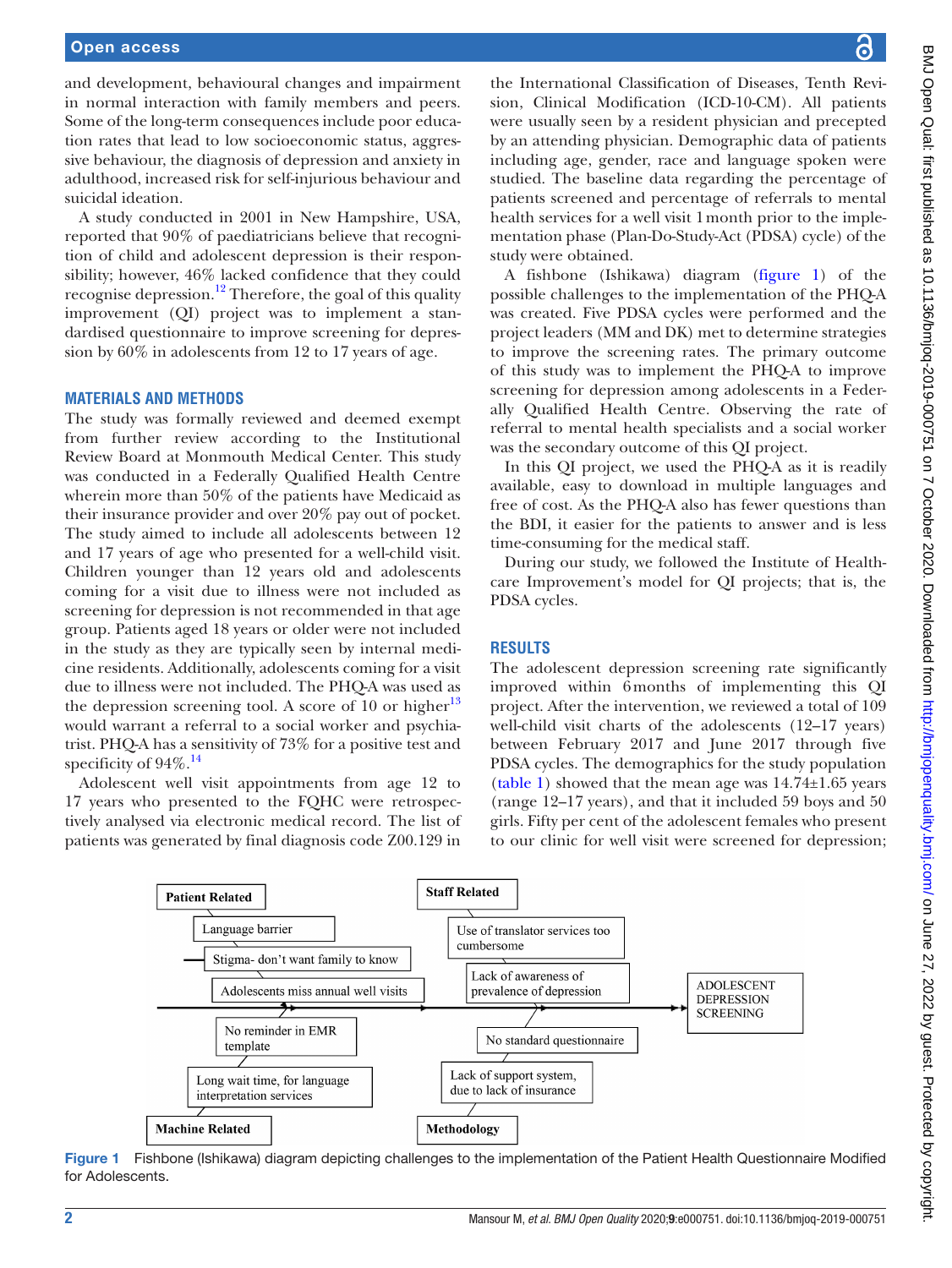and development, behavioural changes and impairment in normal interaction with family members and peers. Some of the long-term consequences include poor education rates that lead to low socioeconomic status, aggressive behaviour, the diagnosis of depression and anxiety in adulthood, increased risk for self-injurious behaviour and suicidal ideation.

A study conducted in 2001 in New Hampshire, USA, reported that 90% of paediatricians believe that recognition of child and adolescent depression is their responsibility; however, 46% lacked confidence that they could recognise depression.[12] Therefore, the goal of this quality improvement (QI) project was to implement a standardised questionnaire to improve screening for depression by 60% in adolescents from 12 to 17 years of age.

## MATERIALS AND METHODS

The study was formally reviewed and deemed exempt from further review according to the Institutional Review Board at Monmouth Medical Center. This study was conducted in a Federally Qualified Health Centre wherein more than 50% of the patients have Medicaid as their insurance provider and over 20% pay out of pocket. The study aimed to include all adolescents between 12 and 17 years of age who presented for a well-child visit. Children younger than 12 years old and adolescents coming for a visit due to illness were not included as screening for depression is not recommended in that age group. Patients aged 18 years or older were not included in the study as they are typically seen by internal medicine residents. Additionally, adolescents coming for a visit due to illness were not included. The PHQ-A was used as the depression screening tool. A score of 10 or higher[13] would warrant a referral to a social worker and psychiatrist. PHQ-A has a sensitivity of 73% for a positive test and specificity of 94%.[14]

Adolescent well visit appointments from age 12 to 17 years who presented to the FQHC were retrospectively analysed via electronic medical record. The list of patients was generated by final diagnosis code Z00.129 in the International Classification of Diseases, Tenth Revision, Clinical Modification (ICD-10-CM). All patients were usually seen by a resident physician and precepted by an attending physician. Demographic data of patients including age, gender, race and language spoken were studied. The baseline data regarding the percentage of patients screened and percentage of referrals to mental health services for a well visit 1 month prior to the implementation phase (Plan-Do-Study-Act (PDSA) cycle) of the study were obtained.

A fishbone (Ishikawa) diagram (figure 1) of the possible challenges to the implementation of the PHQ-A was created. Five PDSA cycles were performed and the project leaders (MM and DK) met to determine strategies to improve the screening rates. The primary outcome of this study was to implement the PHQ-A to improve screening for depression among adolescents in a Federally Qualified Health Centre. Observing the rate of referral to mental health specialists and a social worker was the secondary outcome of this QI project.

In this QI project, we used the PHQ-A as it is readily available, easy to download in multiple languages and free of cost. As the PHQ-A also has fewer questions than the BDI, it easier for the patients to answer and is less time-consuming for the medical staff.

During our study, we followed the Institute of Healthcare Improvement's model for QI projects; that is, the PDSA cycles.

## RESULTS

The adolescent depression screening rate significantly improved within 6 months of implementing this QI project. After the intervention, we reviewed a total of 109 well-child visit charts of the adolescents (12–17 years) between February 2017 and June 2017 through five PDSA cycles. The demographics for the study population (table 1) showed that the mean age was 14.74±1.65 years (range 12–17 years), and that it included 59 boys and 50 girls. Fifty per cent of the adolescent females who present to our clinic for well visit were screened for depression;

Figure 1 Fishbone (Ishikawa) diagram depicting challenges to the implementation of the Patient Health Questionnaire Modified for Adolescents.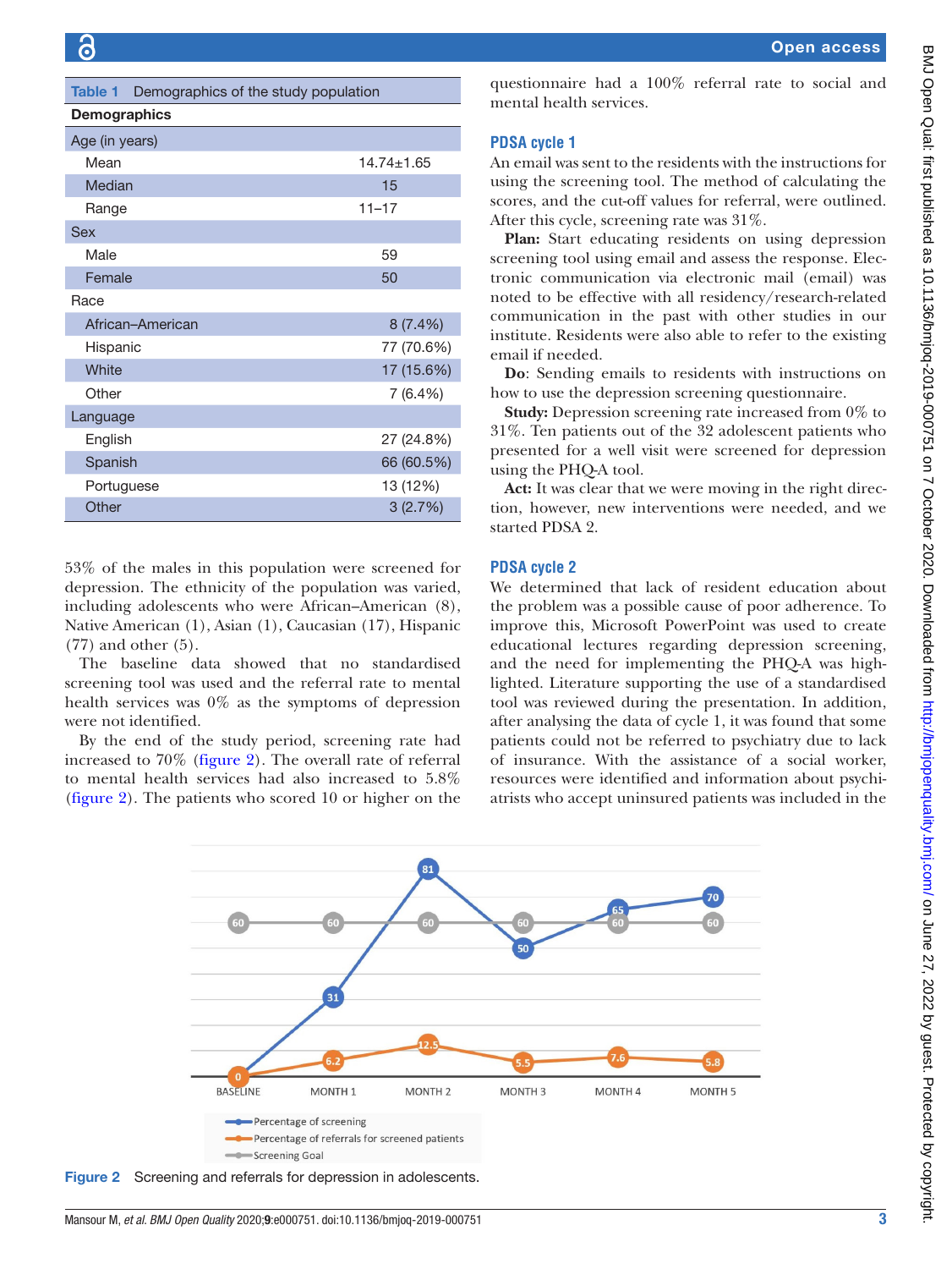Table 1 Demographics of the study population

| Demographics | |
|---|---|
| Age (in years) | |
| Mean | 14.74±1.65 |
| Median | 15 |
| Range | 11–17 |
| Sex | |
| Male | 59 |
| Female | 50 |
| Race | |
| African–American | 8 (7.4%) |
| Hispanic | 77 (70.6%) |
| White | 17 (15.6%) |
| Other | 7 (6.4%) |
| Language | |
| English | 27 (24.8%) |
| Spanish | 66 (60.5%) |
| Portuguese | 13 (12%) |
| Other | 3 (2.7%) |

53% of the males in this population were screened for depression. The ethnicity of the population was varied, including adolescents who were African–American (8), Native American (1), Asian (1), Caucasian (17), Hispanic (77) and other (5).

The baseline data showed that no standardised screening tool was used and the referral rate to mental health services was 0% as the symptoms of depression were not identified.

By the end of the study period, screening rate had increased to 70% (figure 2). The overall rate of referral to mental health services had also increased to 5.8% (figure 2). The patients who scored 10 or higher on the questionnaire had a 100% referral rate to social and mental health services.

## PDSA cycle 1

An email was sent to the residents with the instructions for using the screening tool. The method of calculating the scores, and the cut-off values for referral, were outlined. After this cycle, screening rate was 31%.

**Plan:** Start educating residents on using depression screening tool using email and assess the response. Electronic communication via electronic mail (email) was noted to be effective with all residency/research-related communication in the past with other studies in our institute. Residents were also able to refer to the existing email if needed.

**Do**: Sending emails to residents with instructions on how to use the depression screening questionnaire.

**Study:** Depression screening rate increased from 0% to 31%. Ten patients out of the 32 adolescent patients who presented for a well visit were screened for depression using the PHQ-A tool.

**Act:** It was clear that we were moving in the right direction, however, new interventions were needed, and we started PDSA 2.

## PDSA cycle 2

We determined that lack of resident education about the problem was a possible cause of poor adherence. To improve this, Microsoft PowerPoint was used to create educational lectures regarding depression screening, and the need for implementing the PHQ-A was highlighted. Literature supporting the use of a standardised tool was reviewed during the presentation. In addition, after analysing the data of cycle 1, it was found that some patients could not be referred to psychiatry due to lack of insurance. With the assistance of a social worker, resources were identified and information about psychiatrists who accept uninsured patients was included in the

| | BASELINE | MONTH 1 | MONTH 2 | MONTH 3 | MONTH 4 | MONTH 5 |
|---|---|---|---|---|---|---|
| Percentage of screening | 0 | 31 | 81 | 50 | 65 | 70 |
| Percentage of referrals for screened patients | 0 | 6.2 | 12.5 | 5.5 | 7.6 | 5.8 |
| Screening Goal | 60 | 60 | 60 | 60 | 60 | 60 |

Figure 2 Screening and referrals for depression in adolescents.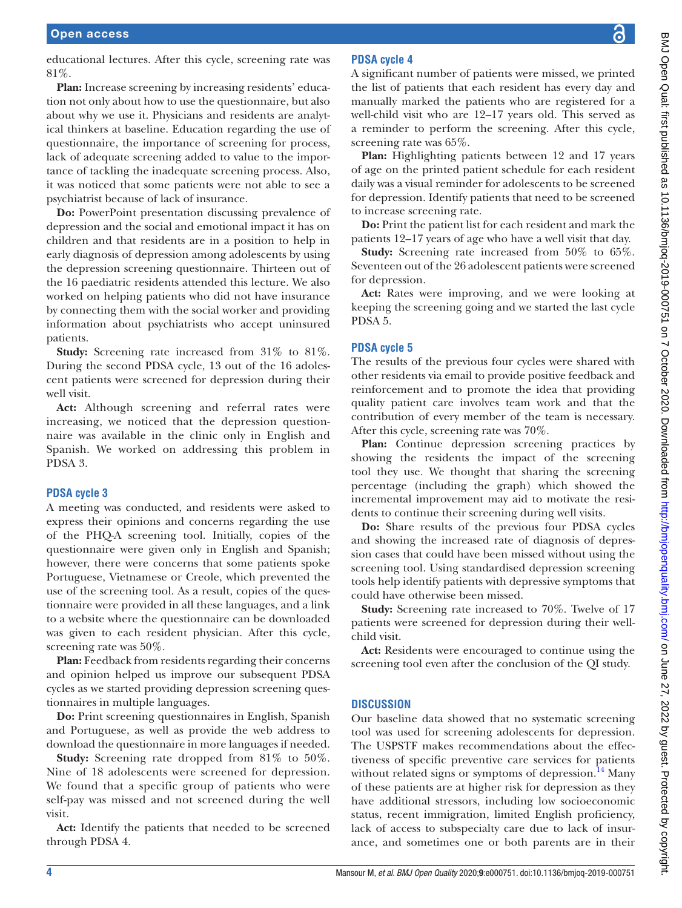educational lectures. After this cycle, screening rate was 81%.

**Plan:** Increase screening by increasing residents' education not only about how to use the questionnaire, but also about why we use it. Physicians and residents are analytical thinkers at baseline. Education regarding the use of questionnaire, the importance of screening for process, lack of adequate screening added to value to the importance of tackling the inadequate screening process. Also, it was noticed that some patients were not able to see a psychiatrist because of lack of insurance.

**Do:** PowerPoint presentation discussing prevalence of depression and the social and emotional impact it has on children and that residents are in a position to help in early diagnosis of depression among adolescents by using the depression screening questionnaire. Thirteen out of the 16 paediatric residents attended this lecture. We also worked on helping patients who did not have insurance by connecting them with the social worker and providing information about psychiatrists who accept uninsured patients.

**Study:** Screening rate increased from 31% to 81%. During the second PDSA cycle, 13 out of the 16 adolescent patients were screened for depression during their well visit.

**Act:** Although screening and referral rates were increasing, we noticed that the depression questionnaire was available in the clinic only in English and Spanish. We worked on addressing this problem in PDSA 3.

### PDSA cycle 3

A meeting was conducted, and residents were asked to express their opinions and concerns regarding the use of the PHQ-A screening tool. Initially, copies of the questionnaire were given only in English and Spanish; however, there were concerns that some patients spoke Portuguese, Vietnamese or Creole, which prevented the use of the screening tool. As a result, copies of the questionnaire were provided in all these languages, and a link to a website where the questionnaire can be downloaded was given to each resident physician. After this cycle, screening rate was 50%.

**Plan:** Feedback from residents regarding their concerns and opinion helped us improve our subsequent PDSA cycles as we started providing depression screening questionnaires in multiple languages.

**Do:** Print screening questionnaires in English, Spanish and Portuguese, as well as provide the web address to download the questionnaire in more languages if needed.

**Study:** Screening rate dropped from 81% to 50%. Nine of 18 adolescents were screened for depression. We found that a specific group of patients who were self-pay was missed and not screened during the well visit.

**Act:** Identify the patients that needed to be screened through PDSA 4.

### PDSA cycle 4

A significant number of patients were missed, we printed the list of patients that each resident has every day and manually marked the patients who are registered for a well-child visit who are 12–17 years old. This served as a reminder to perform the screening. After this cycle, screening rate was 65%.

**Plan:** Highlighting patients between 12 and 17 years of age on the printed patient schedule for each resident daily was a visual reminder for adolescents to be screened for depression. Identify patients that need to be screened to increase screening rate.

**Do:** Print the patient list for each resident and mark the patients 12–17 years of age who have a well visit that day.

**Study:** Screening rate increased from 50% to 65%. Seventeen out of the 26 adolescent patients were screened for depression.

**Act:** Rates were improving, and we were looking at keeping the screening going and we started the last cycle PDSA 5.

### PDSA cycle 5

The results of the previous four cycles were shared with other residents via email to provide positive feedback and reinforcement and to promote the idea that providing quality patient care involves team work and that the contribution of every member of the team is necessary. After this cycle, screening rate was 70%.

**Plan:** Continue depression screening practices by showing the residents the impact of the screening tool they use. We thought that sharing the screening percentage (including the graph) which showed the incremental improvement may aid to motivate the residents to continue their screening during well visits.

**Do:** Share results of the previous four PDSA cycles and showing the increased rate of diagnosis of depression cases that could have been missed without using the screening tool. Using standardised depression screening tools help identify patients with depressive symptoms that could have otherwise been missed.

**Study:** Screening rate increased to 70%. Twelve of 17 patients were screened for depression during their well-child visit.

**Act:** Residents were encouraged to continue using the screening tool even after the conclusion of the QI study.

## DISCUSSION

Our baseline data showed that no systematic screening tool was used for screening adolescents for depression. The USPSTF makes recommendations about the effectiveness of specific preventive care services for patients without related signs or symptoms of depression.[14] Many of these patients are at higher risk for depression as they have additional stressors, including low socioeconomic status, recent immigration, limited English proficiency, lack of access to subspecialty care due to lack of insurance, and sometimes one or both parents are in their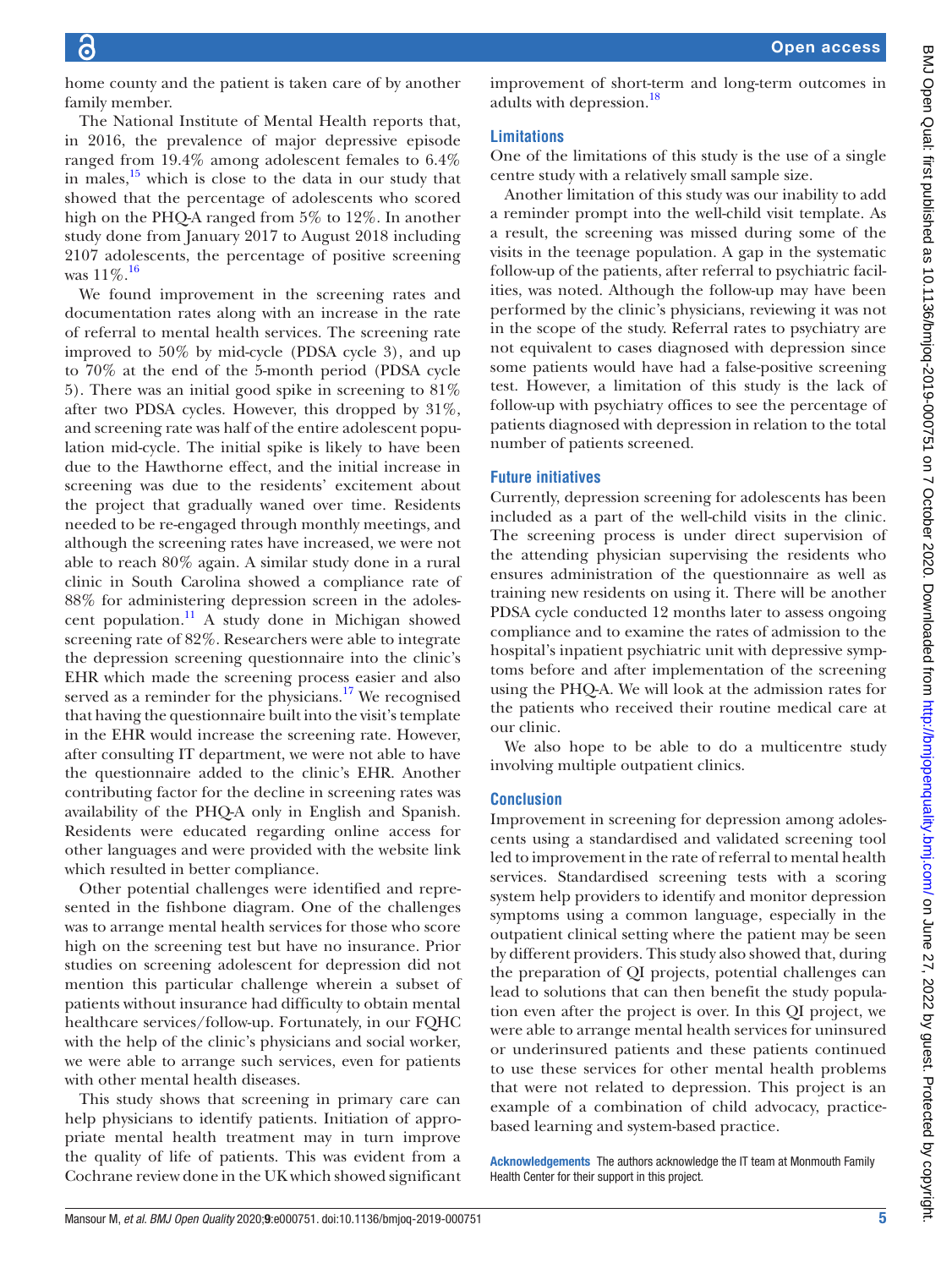home county and the patient is taken care of by another family member.

The National Institute of Mental Health reports that, in 2016, the prevalence of major depressive episode ranged from 19.4% among adolescent females to 6.4% in males,[15] which is close to the data in our study that showed that the percentage of adolescents who scored high on the PHQ-A ranged from 5% to 12%. In another study done from January 2017 to August 2018 including 2107 adolescents, the percentage of positive screening was 11%.[16]

We found improvement in the screening rates and documentation rates along with an increase in the rate of referral to mental health services. The screening rate improved to 50% by mid-cycle (PDSA cycle 3), and up to 70% at the end of the 5-month period (PDSA cycle 5). There was an initial good spike in screening to 81% after two PDSA cycles. However, this dropped by 31%, and screening rate was half of the entire adolescent population mid-cycle. The initial spike is likely to have been due to the Hawthorne effect, and the initial increase in screening was due to the residents' excitement about the project that gradually waned over time. Residents needed to be re-engaged through monthly meetings, and although the screening rates have increased, we were not able to reach 80% again. A similar study done in a rural clinic in South Carolina showed a compliance rate of 88% for administering depression screen in the adolescent population.[11] A study done in Michigan showed screening rate of 82%. Researchers were able to integrate the depression screening questionnaire into the clinic's EHR which made the screening process easier and also served as a reminder for the physicians.[17] We recognised that having the questionnaire built into the visit's template in the EHR would increase the screening rate. However, after consulting IT department, we were not able to have the questionnaire added to the clinic's EHR. Another contributing factor for the decline in screening rates was availability of the PHQ-A only in English and Spanish. Residents were educated regarding online access for other languages and were provided with the website link which resulted in better compliance.

Other potential challenges were identified and represented in the fishbone diagram. One of the challenges was to arrange mental health services for those who score high on the screening test but have no insurance. Prior studies on screening adolescent for depression did not mention this particular challenge wherein a subset of patients without insurance had difficulty to obtain mental healthcare services/follow-up. Fortunately, in our FQHC with the help of the clinic's physicians and social worker, we were able to arrange such services, even for patients with other mental health diseases.

This study shows that screening in primary care can help physicians to identify patients. Initiation of appropriate mental health treatment may in turn improve the quality of life of patients. This was evident from a Cochrane review done in the UK which showed significant improvement of short-term and long-term outcomes in adults with depression.[18]

## Limitations

One of the limitations of this study is the use of a single centre study with a relatively small sample size.

Another limitation of this study was our inability to add a reminder prompt into the well-child visit template. As a result, the screening was missed during some of the visits in the teenage population. A gap in the systematic follow-up of the patients, after referral to psychiatric facilities, was noted. Although the follow-up may have been performed by the clinic's physicians, reviewing it was not in the scope of the study. Referral rates to psychiatry are not equivalent to cases diagnosed with depression since some patients would have had a false-positive screening test. However, a limitation of this study is the lack of follow-up with psychiatry offices to see the percentage of patients diagnosed with depression in relation to the total number of patients screened.

## Future initiatives

Currently, depression screening for adolescents has been included as a part of the well-child visits in the clinic. The screening process is under direct supervision of the attending physician supervising the residents who ensures administration of the questionnaire as well as training new residents on using it. There will be another PDSA cycle conducted 12 months later to assess ongoing compliance and to examine the rates of admission to the hospital's inpatient psychiatric unit with depressive symptoms before and after implementation of the screening using the PHQ-A. We will look at the admission rates for the patients who received their routine medical care at our clinic.

We also hope to be able to do a multicentre study involving multiple outpatient clinics.

## Conclusion

Improvement in screening for depression among adolescents using a standardised and validated screening tool led to improvement in the rate of referral to mental health services. Standardised screening tests with a scoring system help providers to identify and monitor depression symptoms using a common language, especially in the outpatient clinical setting where the patient may be seen by different providers. This study also showed that, during the preparation of QI projects, potential challenges can lead to solutions that can then benefit the study population even after the project is over. In this QI project, we were able to arrange mental health services for uninsured or underinsured patients and these patients continued to use these services for other mental health problems that were not related to depression. This project is an example of a combination of child advocacy, practice-based learning and system-based practice.

**Acknowledgements** The authors acknowledge the IT team at Monmouth Family Health Center for their support in this project.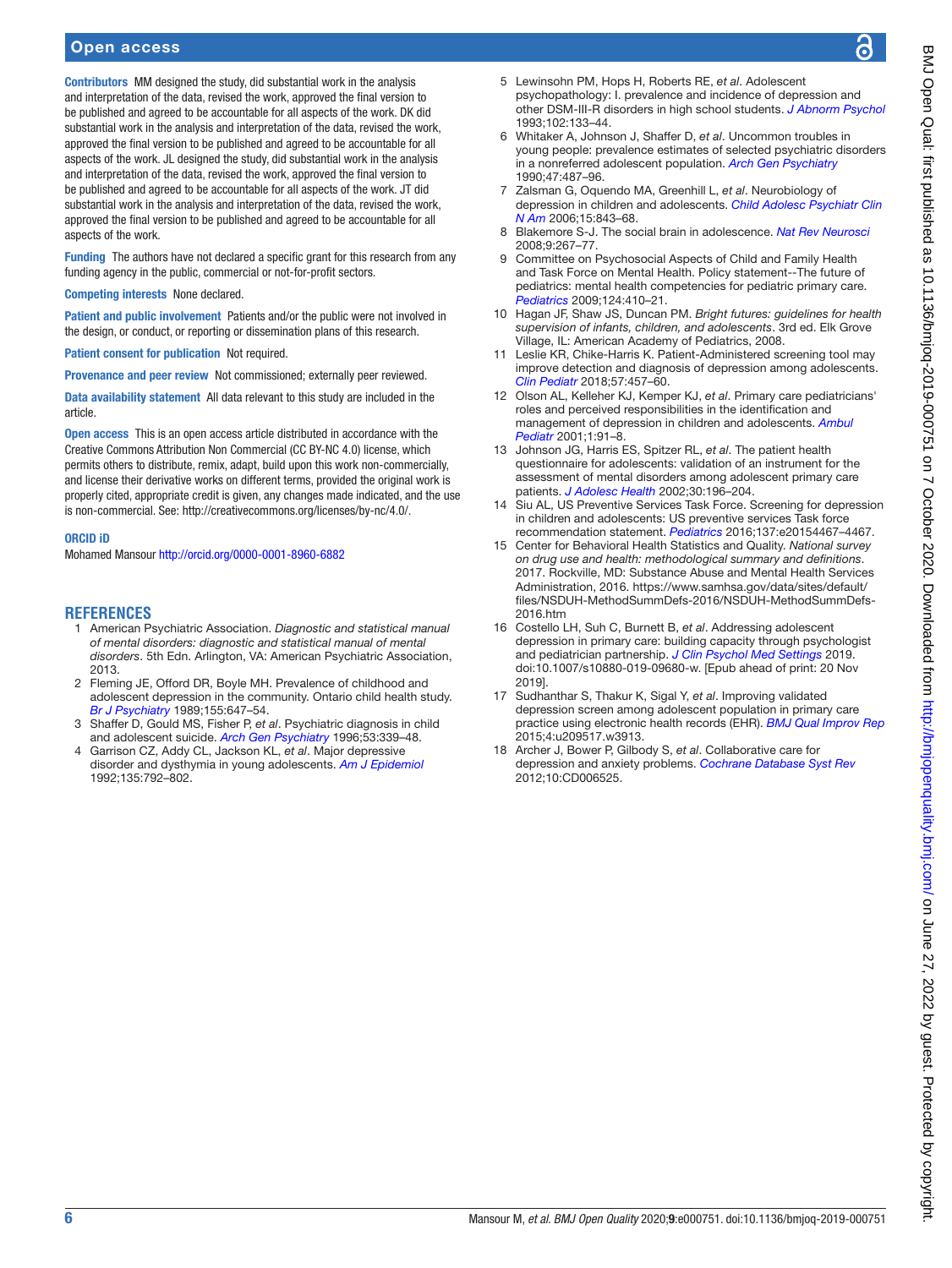**Contributors** MM designed the study, did substantial work in the analysis and interpretation of the data, revised the work, approved the final version to be published and agreed to be accountable for all aspects of the work. DK did substantial work in the analysis and interpretation of the data, revised the work, approved the final version to be published and agreed to be accountable for all aspects of the work. JL designed the study, did substantial work in the analysis and interpretation of the data, revised the work, approved the final version to be published and agreed to be accountable for all aspects of the work. JT did substantial work in the analysis and interpretation of the data, revised the work, approved the final version to be published and agreed to be accountable for all aspects of the work.

**Funding** The authors have not declared a specific grant for this research from any funding agency in the public, commercial or not-for-profit sectors.

**Competing interests** None declared.

**Patient and public involvement** Patients and/or the public were not involved in the design, or conduct, or reporting or dissemination plans of this research.

**Patient consent for publication** Not required.

**Provenance and peer review** Not commissioned; externally peer reviewed.

**Data availability statement** All data relevant to this study are included in the article.

**Open access** This is an open access article distributed in accordance with the Creative Commons Attribution Non Commercial (CC BY-NC 4.0) license, which permits others to distribute, remix, adapt, build upon this work non-commercially, and license their derivative works on different terms, provided the original work is properly cited, appropriate credit is given, any changes made indicated, and the use is non-commercial. See: http://creativecommons.org/licenses/by-nc/4.0/.

**ORCID iD**

Mohamed Mansour http://orcid.org/0000-0001-8960-6882

## REFERENCES

1. American Psychiatric Association. *Diagnostic and statistical manual of mental disorders: diagnostic and statistical manual of mental disorders*. 5th Edn. Arlington, VA: American Psychiatric Association, 2013.
2. Fleming JE, Offord DR, Boyle MH. Prevalence of childhood and adolescent depression in the community. Ontario child health study. *Br J Psychiatry* 1989;155:647–54.
3. Shaffer D, Gould MS, Fisher P, *et al*. Psychiatric diagnosis in child and adolescent suicide. *Arch Gen Psychiatry* 1996;53:339–48.
4. Garrison CZ, Addy CL, Jackson KL, *et al*. Major depressive disorder and dysthymia in young adolescents. *Am J Epidemiol* 1992;135:792–802.
5. Lewinsohn PM, Hops H, Roberts RE, *et al*. Adolescent psychopathology: I. prevalence and incidence of depression and other DSM-III-R disorders in high school students. *J Abnorm Psychol* 1993;102:133–44.
6. Whitaker A, Johnson J, Shaffer D, *et al*. Uncommon troubles in young people: prevalence estimates of selected psychiatric disorders in a nonreferred adolescent population. *Arch Gen Psychiatry* 1990;47:487–96.
7. Zalsman G, Oquendo MA, Greenhill L, *et al*. Neurobiology of depression in children and adolescents. *Child Adolesc Psychiatr Clin N Am* 2006;15:843–68.
8. Blakemore S-J. The social brain in adolescence. *Nat Rev Neurosci* 2008;9:267–77.
9. Committee on Psychosocial Aspects of Child and Family Health and Task Force on Mental Health. Policy statement--The future of pediatrics: mental health competencies for pediatric primary care. *Pediatrics* 2009;124:410–21.
10. Hagan JF, Shaw JS, Duncan PM. *Bright futures: guidelines for health supervision of infants, children, and adolescents*. 3rd ed. Elk Grove Village, IL: American Academy of Pediatrics, 2008.
11. Leslie KR, Chike-Harris K. Patient-Administered screening tool may improve detection and diagnosis of depression among adolescents. *Clin Pediatr* 2018;57:457–60.
12. Olson AL, Kelleher KJ, Kemper KJ, *et al*. Primary care pediatricians' roles and perceived responsibilities in the identification and management of depression in children and adolescents. *Ambul Pediatr* 2001;1:91–8.
13. Johnson JG, Harris ES, Spitzer RL, *et al*. The patient health questionnaire for adolescents: validation of an instrument for the assessment of mental disorders among adolescent primary care patients. *J Adolesc Health* 2002;30:196–204.
14. Siu AL, US Preventive Services Task Force. Screening for depression in children and adolescents: US preventive services Task force recommendation statement. *Pediatrics* 2016;137:e20154467–4467.
15. Center for Behavioral Health Statistics and Quality. *National survey on drug use and health: methodological summary and definitions*. 2017. Rockville, MD: Substance Abuse and Mental Health Services Administration, 2016. https://www.samhsa.gov/data/sites/default/files/NSDUH-MethodSummDefs-2016/NSDUH-MethodSummDefs-2016.htm
16. Costello LH, Suh C, Burnett B, *et al*. Addressing adolescent depression in primary care: building capacity through psychologist and pediatrician partnership. *J Clin Psychol Med Settings* 2019. doi:10.1007/s10880-019-09680-w. [Epub ahead of print: 20 Nov 2019].
17. Sudhanthar S, Thakur K, Sigal Y, *et al*. Improving validated depression screen among adolescent population in primary care practice using electronic health records (EHR). *BMJ Qual Improv Rep* 2015;4:u209517.w3913.
18. Archer J, Bower P, Gilbody S, *et al*. Collaborative care for depression and anxiety problems. *Cochrane Database Syst Rev* 2012;10:CD006525.